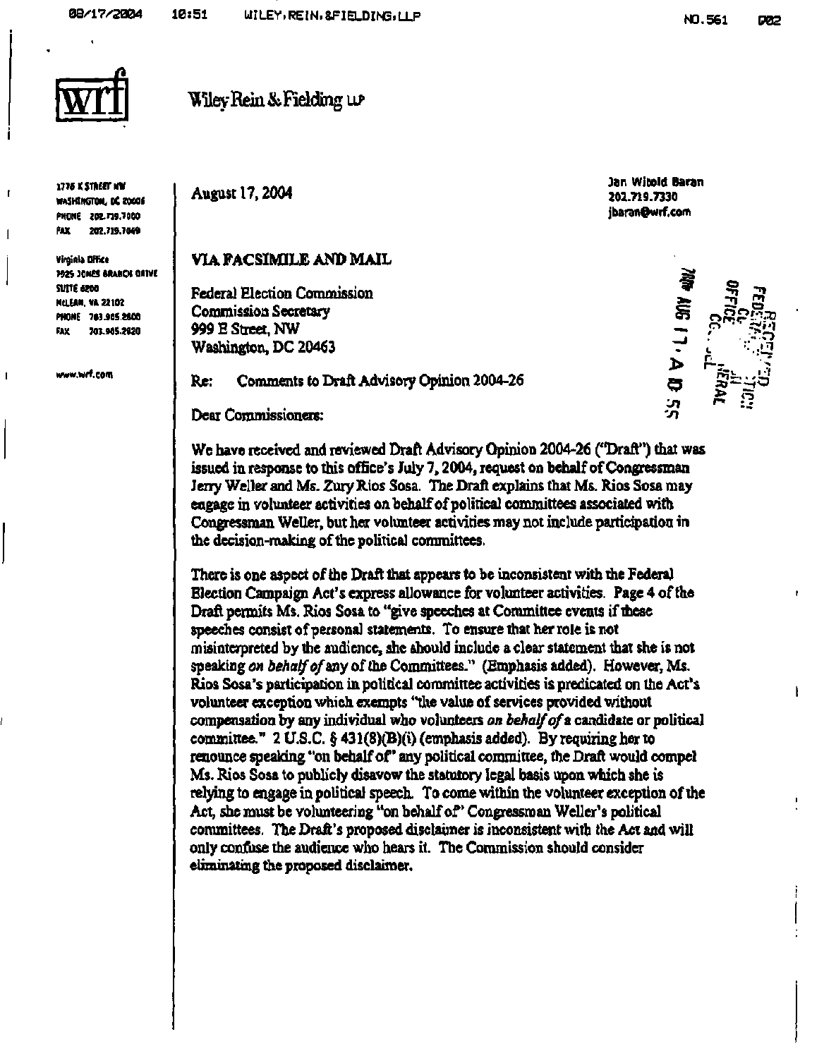**wrf** Wiley Rein & Fielding LLP

1776 K STREET NW
WASHINGTON, DC 20006
PHONE 202.719.7000
FAX 202.719.7049

Virginia Office
7925 JONES BRANCH DRIVE
SUITE 6200
McLEAN, VA 22102
PHONE 703.905.2800
FAX 703.905.2820

www.wrf.com

August 17, 2004

Jan Witold Baran
202.719.7330
jbaran@wrf.com

**VIA FACSIMILE AND MAIL**

Federal Election Commission
Commission Secretary
999 E Street, NW
Washington, DC 20463

Re: Comments to Draft Advisory Opinion 2004-26

Dear Commissioners:

We have received and reviewed Draft Advisory Opinion 2004-26 ("Draft") that was issued in response to this office's July 7, 2004, request on behalf of Congressman Jerry Weller and Ms. Zury Rios Sosa. The Draft explains that Ms. Rios Sosa may engage in volunteer activities on behalf of political committees associated with Congressman Weller, but her volunteer activities may not include participation in the decision-making of the political committees.

There is one aspect of the Draft that appears to be inconsistent with the Federal Election Campaign Act's express allowance for volunteer activities. Page 4 of the Draft permits Ms. Rios Sosa to "give speeches at Committee events if these speeches consist of personal statements. To ensure that her role is not misinterpreted by the audience, she should include a clear statement that she is not speaking *on behalf of* any of the Committees." (Emphasis added). However, Ms. Rios Sosa's participation in political committee activities is predicated on the Act's volunteer exception which exempts "the value of services provided without compensation by any individual who volunteers *on behalf of* a candidate or political committee." 2 U.S.C. § 431(8)(B)(i) (emphasis added). By requiring her to renounce speaking "on behalf of" any political committee, the Draft would compel Ms. Rios Sosa to publicly disavow the statutory legal basis upon which she is relying to engage in political speech. To come within the volunteer exception of the Act, she must be volunteering "on behalf of" Congressman Weller's political committees. The Draft's proposed disclaimer is inconsistent with the Act and will only confuse the audience who hears it. The Commission should consider eliminating the proposed disclaimer.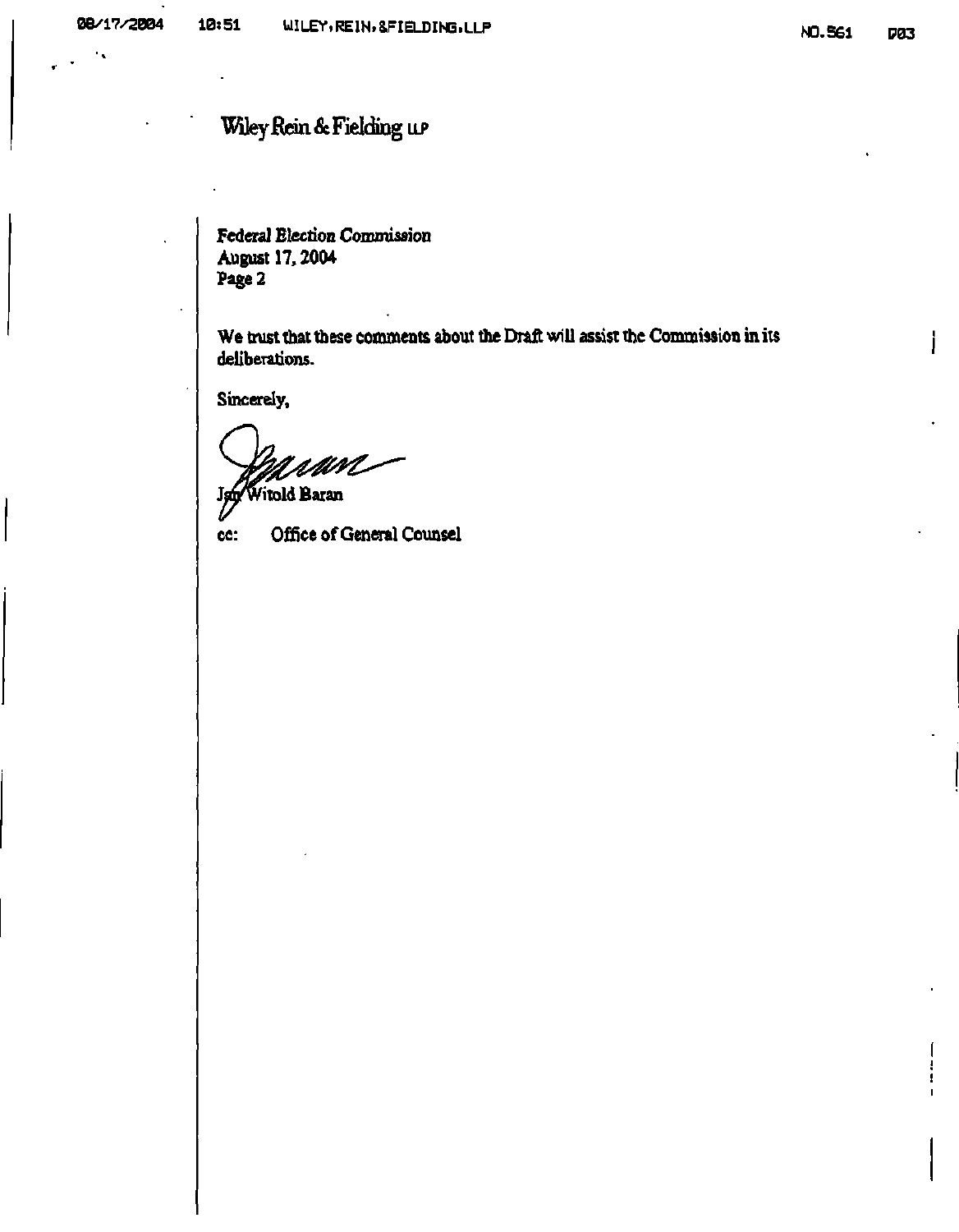Wiley Rein & Fielding LLP

Federal Election Commission
August 17, 2004
Page 2

We trust that these comments about the Draft will assist the Commission in its deliberations.

Sincerely,

Jan Witold Baran

cc: Office of General Counsel